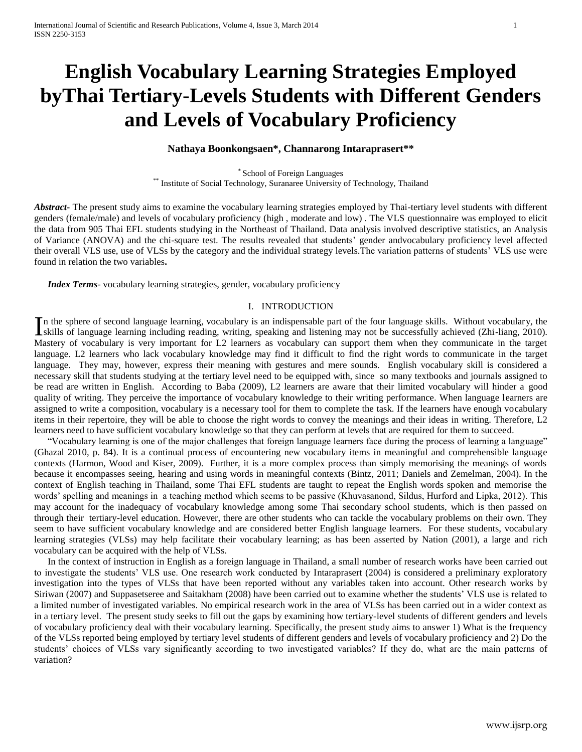# English Vocabulary Learning Strategies Employed byThai Tertiary-Levels Students with Different Genders and Levels of Vocabulary Proficiency

**Nathaya Boonkongsaen*, Channarong Intaraprasert****

* School of Foreign Languages
** Institute of Social Technology, Suranaree University of Technology, Thailand

***Abstract***- The present study aims to examine the vocabulary learning strategies employed by Thai-tertiary level students with different genders (female/male) and levels of vocabulary proficiency (high , moderate and low) . The VLS questionnaire was employed to elicit the data from 905 Thai EFL students studying in the Northeast of Thailand. Data analysis involved descriptive statistics, an Analysis of Variance (ANOVA) and the chi-square test. The results revealed that students' gender andvocabulary proficiency level affected their overall VLS use, use of VLSs by the category and the individual strategy levels.The variation patterns of students' VLS use were found in relation the two variables**.**

***Index Terms***- vocabulary learning strategies, gender, vocabulary proficiency

## I. INTRODUCTION

In the sphere of second language learning, vocabulary is an indispensable part of the four language skills. Without vocabulary, the skills of language learning including reading, writing, speaking and listening may not be successfully achieved (Zhi-liang, 2010). Mastery of vocabulary is very important for L2 learners as vocabulary can support them when they communicate in the target language. L2 learners who lack vocabulary knowledge may find it difficult to find the right words to communicate in the target language. They may, however, express their meaning with gestures and mere sounds. English vocabulary skill is considered a necessary skill that students studying at the tertiary level need to be equipped with, since so many textbooks and journals assigned to be read are written in English. According to Baba (2009), L2 learners are aware that their limited vocabulary will hinder a good quality of writing. They perceive the importance of vocabulary knowledge to their writing performance. When language learners are assigned to write a composition, vocabulary is a necessary tool for them to complete the task. If the learners have enough vocabulary items in their repertoire, they will be able to choose the right words to convey the meanings and their ideas in writing. Therefore, L2 learners need to have sufficient vocabulary knowledge so that they can perform at levels that are required for them to succeed.

"Vocabulary learning is one of the major challenges that foreign language learners face during the process of learning a language" (Ghazal 2010, p. 84). It is a continual process of encountering new vocabulary items in meaningful and comprehensible language contexts (Harmon, Wood and Kiser, 2009). Further, it is a more complex process than simply memorising the meanings of words because it encompasses seeing, hearing and using words in meaningful contexts (Bintz, 2011; Daniels and Zemelman, 2004). In the context of English teaching in Thailand, some Thai EFL students are taught to repeat the English words spoken and memorise the words' spelling and meanings in a teaching method which seems to be passive (Khuvasanond, Sildus, Hurford and Lipka, 2012). This may account for the inadequacy of vocabulary knowledge among some Thai secondary school students, which is then passed on through their tertiary-level education. However, there are other students who can tackle the vocabulary problems on their own. They seem to have sufficient vocabulary knowledge and are considered better English language learners. For these students, vocabulary learning strategies (VLSs) may help facilitate their vocabulary learning; as has been asserted by Nation (2001), a large and rich vocabulary can be acquired with the help of VLSs.

In the context of instruction in English as a foreign language in Thailand, a small number of research works have been carried out to investigate the students' VLS use. One research work conducted by Intaraprasert (2004) is considered a preliminary exploratory investigation into the types of VLSs that have been reported without any variables taken into account. Other research works by Siriwan (2007) and Suppasetseree and Saitakham (2008) have been carried out to examine whether the students' VLS use is related to a limited number of investigated variables. No empirical research work in the area of VLSs has been carried out in a wider context as in a tertiary level. The present study seeks to fill out the gaps by examining how tertiary-level students of different genders and levels of vocabulary proficiency deal with their vocabulary learning. Specifically, the present study aims to answer 1) What is the frequency of the VLSs reported being employed by tertiary level students of different genders and levels of vocabulary proficiency and 2) Do the students' choices of VLSs vary significantly according to two investigated variables? If they do, what are the main patterns of variation?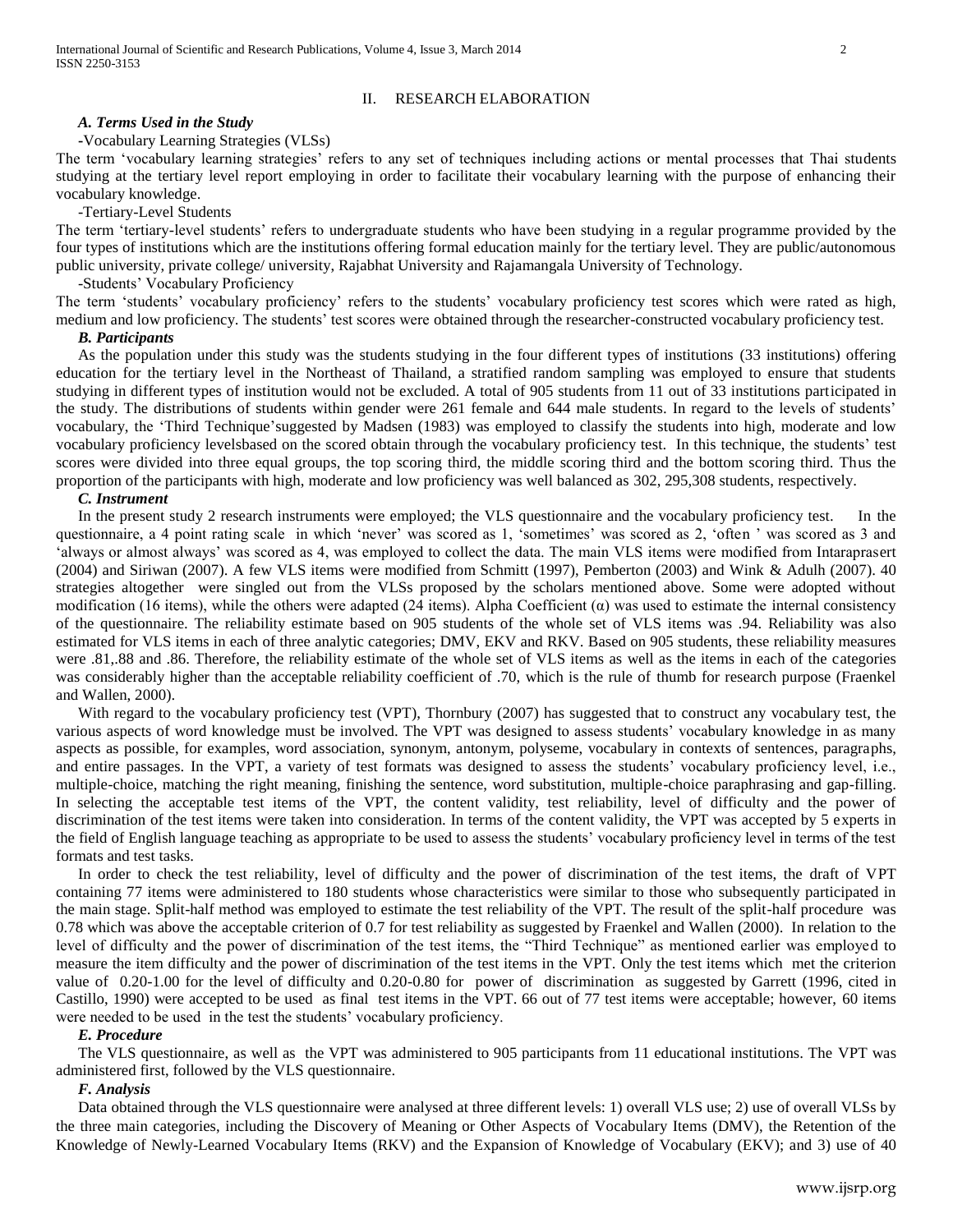## II. RESEARCH ELABORATION

### *A. Terms Used in the Study*

-Vocabulary Learning Strategies (VLSs)

The term 'vocabulary learning strategies' refers to any set of techniques including actions or mental processes that Thai students studying at the tertiary level report employing in order to facilitate their vocabulary learning with the purpose of enhancing their vocabulary knowledge.

-Tertiary-Level Students

The term 'tertiary-level students' refers to undergraduate students who have been studying in a regular programme provided by the four types of institutions which are the institutions offering formal education mainly for the tertiary level. They are public/autonomous public university, private college/ university, Rajabhat University and Rajamangala University of Technology.

-Students' Vocabulary Proficiency

The term 'students' vocabulary proficiency' refers to the students' vocabulary proficiency test scores which were rated as high, medium and low proficiency. The students' test scores were obtained through the researcher-constructed vocabulary proficiency test.

### *B. Participants*

As the population under this study was the students studying in the four different types of institutions (33 institutions) offering education for the tertiary level in the Northeast of Thailand, a stratified random sampling was employed to ensure that students studying in different types of institution would not be excluded. A total of 905 students from 11 out of 33 institutions participated in the study. The distributions of students within gender were 261 female and 644 male students. In regard to the levels of students' vocabulary, the 'Third Technique'suggested by Madsen (1983) was employed to classify the students into high, moderate and low vocabulary proficiency levelsbased on the scored obtain through the vocabulary proficiency test. In this technique, the students' test scores were divided into three equal groups, the top scoring third, the middle scoring third and the bottom scoring third. Thus the proportion of the participants with high, moderate and low proficiency was well balanced as 302, 295,308 students, respectively.

### *C. Instrument*

In the present study 2 research instruments were employed; the VLS questionnaire and the vocabulary proficiency test. In the questionnaire, a 4 point rating scale in which 'never' was scored as 1, 'sometimes' was scored as 2, 'often ' was scored as 3 and 'always or almost always' was scored as 4, was employed to collect the data. The main VLS items were modified from Intaraprasert (2004) and Siriwan (2007). A few VLS items were modified from Schmitt (1997), Pemberton (2003) and Wink & Adulh (2007). 40 strategies altogether were singled out from the VLSs proposed by the scholars mentioned above. Some were adopted without modification (16 items), while the others were adapted (24 items). Alpha Coefficient (α) was used to estimate the internal consistency of the questionnaire. The reliability estimate based on 905 students of the whole set of VLS items was .94. Reliability was also estimated for VLS items in each of three analytic categories; DMV, EKV and RKV. Based on 905 students, these reliability measures were .81,.88 and .86. Therefore, the reliability estimate of the whole set of VLS items as well as the items in each of the categories was considerably higher than the acceptable reliability coefficient of .70, which is the rule of thumb for research purpose (Fraenkel and Wallen, 2000).

With regard to the vocabulary proficiency test (VPT), Thornbury (2007) has suggested that to construct any vocabulary test, the various aspects of word knowledge must be involved. The VPT was designed to assess students' vocabulary knowledge in as many aspects as possible, for examples, word association, synonym, antonym, polyseme, vocabulary in contexts of sentences, paragraphs, and entire passages. In the VPT, a variety of test formats was designed to assess the students' vocabulary proficiency level, i.e., multiple-choice, matching the right meaning, finishing the sentence, word substitution, multiple-choice paraphrasing and gap-filling. In selecting the acceptable test items of the VPT, the content validity, test reliability, level of difficulty and the power of discrimination of the test items were taken into consideration. In terms of the content validity, the VPT was accepted by 5 experts in the field of English language teaching as appropriate to be used to assess the students' vocabulary proficiency level in terms of the test formats and test tasks.

In order to check the test reliability, level of difficulty and the power of discrimination of the test items, the draft of VPT containing 77 items were administered to 180 students whose characteristics were similar to those who subsequently participated in the main stage. Split-half method was employed to estimate the test reliability of the VPT. The result of the split-half procedure was 0.78 which was above the acceptable criterion of 0.7 for test reliability as suggested by Fraenkel and Wallen (2000). In relation to the level of difficulty and the power of discrimination of the test items, the "Third Technique" as mentioned earlier was employed to measure the item difficulty and the power of discrimination of the test items in the VPT. Only the test items which met the criterion value of 0.20-1.00 for the level of difficulty and 0.20-0.80 for power of discrimination as suggested by Garrett (1996, cited in Castillo, 1990) were accepted to be used as final test items in the VPT. 66 out of 77 test items were acceptable; however, 60 items were needed to be used in the test the students' vocabulary proficiency.

### *E. Procedure*

The VLS questionnaire, as well as the VPT was administered to 905 participants from 11 educational institutions. The VPT was administered first, followed by the VLS questionnaire.

### *F. Analysis*

Data obtained through the VLS questionnaire were analysed at three different levels: 1) overall VLS use; 2) use of overall VLSs by the three main categories, including the Discovery of Meaning or Other Aspects of Vocabulary Items (DMV), the Retention of the Knowledge of Newly-Learned Vocabulary Items (RKV) and the Expansion of Knowledge of Vocabulary (EKV); and 3) use of 40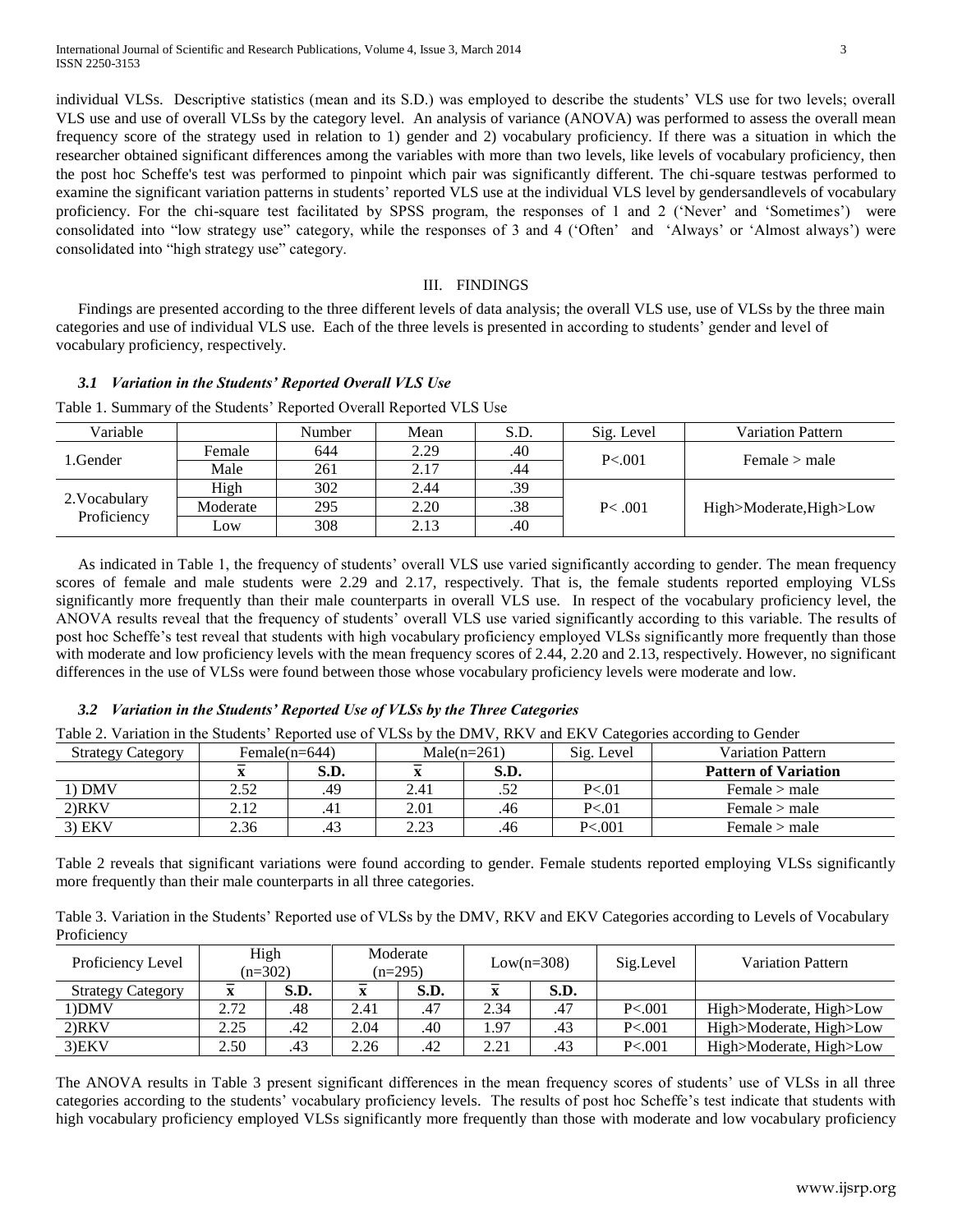individual VLSs. Descriptive statistics (mean and its S.D.) was employed to describe the students' VLS use for two levels; overall VLS use and use of overall VLSs by the category level. An analysis of variance (ANOVA) was performed to assess the overall mean frequency score of the strategy used in relation to 1) gender and 2) vocabulary proficiency. If there was a situation in which the researcher obtained significant differences among the variables with more than two levels, like levels of vocabulary proficiency, then the post hoc Scheffe's test was performed to pinpoint which pair was significantly different. The chi-square testwas performed to examine the significant variation patterns in students' reported VLS use at the individual VLS level by gendersandlevels of vocabulary proficiency. For the chi-square test facilitated by SPSS program, the responses of 1 and 2 ('Never' and 'Sometimes') were consolidated into "low strategy use" category, while the responses of 3 and 4 ('Often' and 'Always' or 'Almost always') were consolidated into "high strategy use" category.

## III. FINDINGS

Findings are presented according to the three different levels of data analysis; the overall VLS use, use of VLSs by the three main categories and use of individual VLS use. Each of the three levels is presented in according to students' gender and level of vocabulary proficiency, respectively.

### *3.1 Variation in the Students' Reported Overall VLS Use*

Table 1. Summary of the Students' Reported Overall Reported VLS Use

| Variable | | Number | Mean | S.D. | Sig. Level | Variation Pattern |
|---|---|---|---|---|---|---|
| 1.Gender | Female | 644 | 2.29 | .40 | P<.001 | Female > male |
| | Male | 261 | 2.17 | .44 | | |
| 2.Vocabulary Proficiency | High | 302 | 2.44 | .39 | P< .001 | High>Moderate,High>Low |
| | Moderate | 295 | 2.20 | .38 | | |
| | Low | 308 | 2.13 | .40 | | |

As indicated in Table 1, the frequency of students' overall VLS use varied significantly according to gender. The mean frequency scores of female and male students were 2.29 and 2.17, respectively. That is, the female students reported employing VLSs significantly more frequently than their male counterparts in overall VLS use. In respect of the vocabulary proficiency level, the ANOVA results reveal that the frequency of students' overall VLS use varied significantly according to this variable. The results of post hoc Scheffe's test reveal that students with high vocabulary proficiency employed VLSs significantly more frequently than those with moderate and low proficiency levels with the mean frequency scores of 2.44, 2.20 and 2.13, respectively. However, no significant differences in the use of VLSs were found between those whose vocabulary proficiency levels were moderate and low.

### *3.2 Variation in the Students' Reported Use of VLSs by the Three Categories*

Table 2. Variation in the Students' Reported use of VLSs by the DMV, RKV and EKV Categories according to Gender

| Strategy Category | Female(n=644) | | Male(n=261) | | Sig. Level | Variation Pattern |
|---|---|---|---|---|---|---|
| | $\bar{x}$ | **S.D.** | $\bar{x}$ | **S.D.** | | **Pattern of Variation** |
| 1) DMV | 2.52 | .49 | 2.41 | .52 | P<.01 | Female > male |
| 2)RKV | 2.12 | .41 | 2.01 | .46 | P<.01 | Female > male |
| 3) EKV | 2.36 | .43 | 2.23 | .46 | P<.001 | Female > male |

Table 2 reveals that significant variations were found according to gender. Female students reported employing VLSs significantly more frequently than their male counterparts in all three categories.

Table 3. Variation in the Students' Reported use of VLSs by the DMV, RKV and EKV Categories according to Levels of Vocabulary Proficiency

| Proficiency Level | High (n=302) | | Moderate (n=295) | | Low(n=308) | | Sig.Level | Variation Pattern |
|---|---|---|---|---|---|---|---|---|
| Strategy Category | $\bar{x}$ | **S.D.** | $\bar{x}$ | **S.D.** | $\bar{x}$ | **S.D.** | | |
| 1)DMV | 2.72 | .48 | 2.41 | .47 | 2.34 | .47 | P<.001 | High>Moderate, High>Low |
| 2)RKV | 2.25 | .42 | 2.04 | .40 | 1.97 | .43 | P<.001 | High>Moderate, High>Low |
| 3)EKV | 2.50 | .43 | 2.26 | .42 | 2.21 | .43 | P<.001 | High>Moderate, High>Low |

The ANOVA results in Table 3 present significant differences in the mean frequency scores of students' use of VLSs in all three categories according to the students' vocabulary proficiency levels. The results of post hoc Scheffe's test indicate that students with high vocabulary proficiency employed VLSs significantly more frequently than those with moderate and low vocabulary proficiency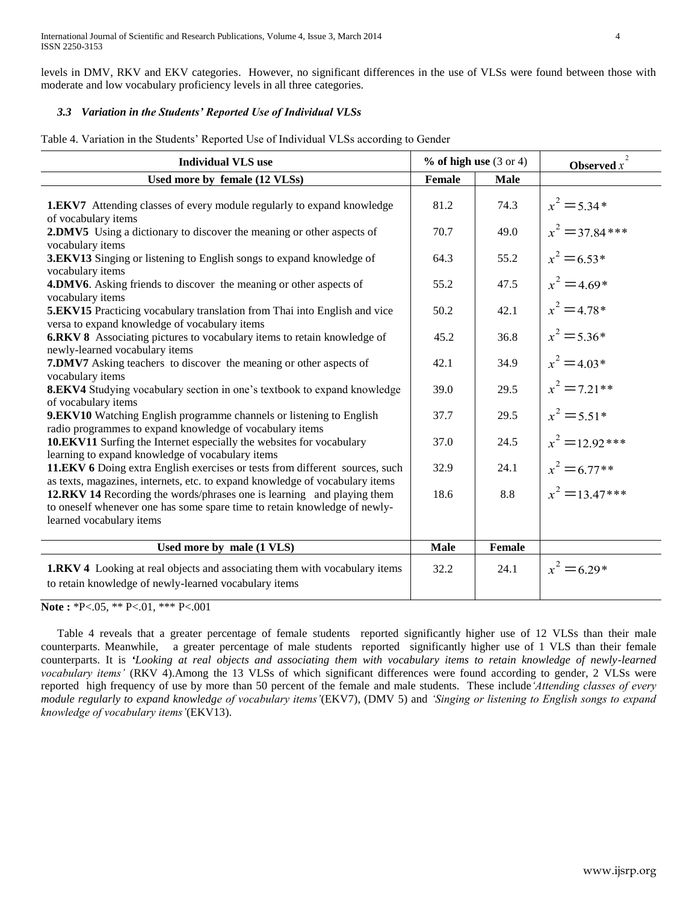levels in DMV, RKV and EKV categories. However, no significant differences in the use of VLSs were found between those with moderate and low vocabulary proficiency levels in all three categories.

### *3.3 Variation in the Students' Reported Use of Individual VLSs*

Table 4. Variation in the Students' Reported Use of Individual VLSs according to Gender

| Individual VLS use | % of high use (3 or 4) | | Observed $x^2$ |
|---|---|---|---|
| **Used more by female (12 VLSs)** | **Female** | **Male** | |
| **1.EKV7** Attending classes of every module regularly to expand knowledge of vocabulary items | 81.2 | 74.3 | $x^2 = 5.34$* |
| **2.DMV5** Using a dictionary to discover the meaning or other aspects of vocabulary items | 70.7 | 49.0 | $x^2 = 37.84$*** |
| **3.EKV13** Singing or listening to English songs to expand knowledge of vocabulary items | 64.3 | 55.2 | $x^2 = 6.53$* |
| **4.DMV6**. Asking friends to discover the meaning or other aspects of vocabulary items | 55.2 | 47.5 | $x^2 = 4.69$* |
| **5.EKV15** Practicing vocabulary translation from Thai into English and vice versa to expand knowledge of vocabulary items | 50.2 | 42.1 | $x^2 = 4.78$* |
| **6.RKV 8** Associating pictures to vocabulary items to retain knowledge of newly-learned vocabulary items | 45.2 | 36.8 | $x^2 = 5.36$* |
| **7.DMV7** Asking teachers to discover the meaning or other aspects of vocabulary items | 42.1 | 34.9 | $x^2 = 4.03$* |
| **8.EKV4** Studying vocabulary section in one's textbook to expand knowledge of vocabulary items | 39.0 | 29.5 | $x^2 = 7.21$** |
| **9.EKV10** Watching English programme channels or listening to English radio programmes to expand knowledge of vocabulary items | 37.7 | 29.5 | $x^2 = 5.51$* |
| **10.EKV11** Surfing the Internet especially the websites for vocabulary learning to expand knowledge of vocabulary items | 37.0 | 24.5 | $x^2 = 12.92$*** |
| **11.EKV 6** Doing extra English exercises or tests from different sources, such as texts, magazines, internets, etc. to expand knowledge of vocabulary items | 32.9 | 24.1 | $x^2 = 6.77$** |
| **12.RKV 14** Recording the words/phrases one is learning and playing them to oneself whenever one has some spare time to retain knowledge of newly-learned vocabulary items | 18.6 | 8.8 | $x^2 = 13.47$*** |
| **Used more by male (1 VLS)** | **Male** | **Female** | |
| **1.RKV 4** Looking at real objects and associating them with vocabulary items to retain knowledge of newly-learned vocabulary items | 32.2 | 24.1 | $x^2 = 6.29$* |

**Note :** *P<.05, ** P<.01, *** P<.001

Table 4 reveals that a greater percentage of female students reported significantly higher use of 12 VLSs than their male counterparts. Meanwhile, a greater percentage of male students reported significantly higher use of 1 VLS than their female counterparts. It is ***'Looking** at real objects and associating them with vocabulary items to retain knowledge of newly-learned vocabulary items'* (RKV 4).Among the 13 VLSs of which significant differences were found according to gender, 2 VLSs were reported high frequency of use by more than 50 percent of the female and male students. These include*'Attending classes of every module regularly to expand knowledge of vocabulary items'*(EKV7), (DMV 5) and *'Singing or listening to English songs to expand knowledge of vocabulary items'*(EKV13).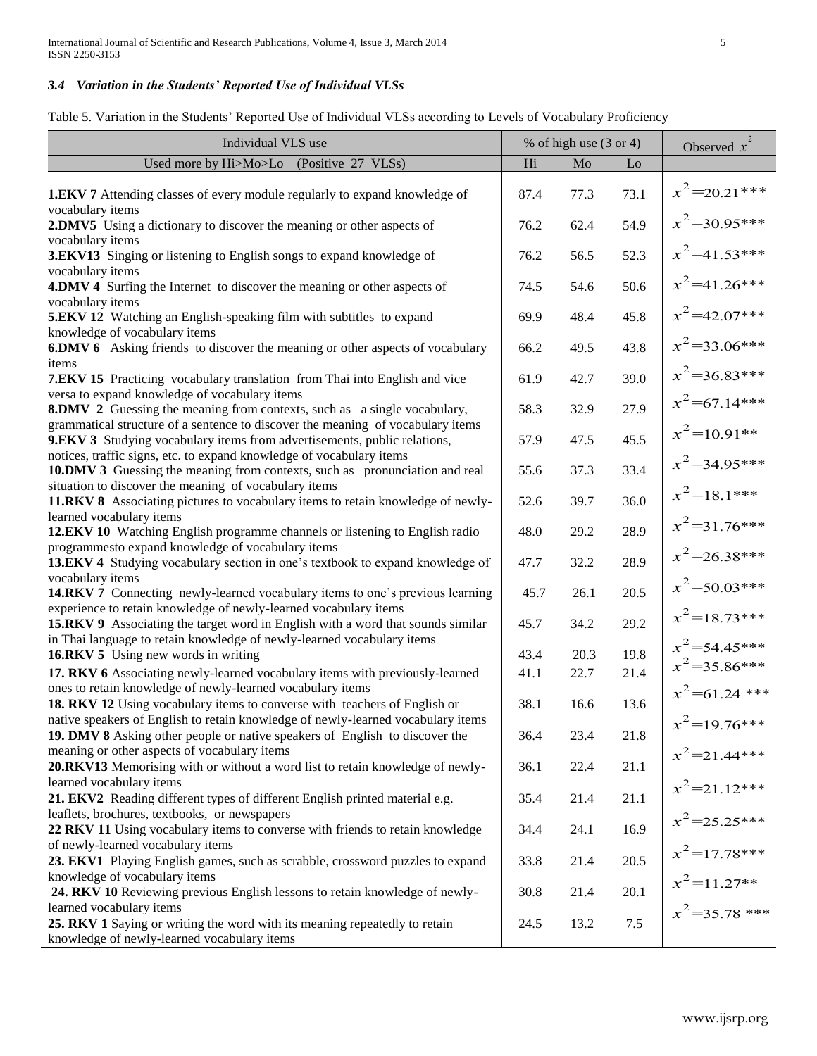### *3.4 Variation in the Students' Reported Use of Individual VLSs*

Table 5. Variation in the Students' Reported Use of Individual VLSs according to Levels of Vocabulary Proficiency

| Individual VLS use | % of high use (3 or 4) | | | Observed $x^2$ |
|---|---|---|---|---|
| Used more by Hi>Mo>Lo (Positive 27 VLSs) | Hi | Mo | Lo | |
| **1.EKV 7** Attending classes of every module regularly to expand knowledge of vocabulary items | 87.4 | 77.3 | 73.1 | $x^2$=20.21*** |
| **2.DMV5** Using a dictionary to discover the meaning or other aspects of vocabulary items | 76.2 | 62.4 | 54.9 | $x^2$=30.95*** |
| **3.EKV13** Singing or listening to English songs to expand knowledge of vocabulary items | 76.2 | 56.5 | 52.3 | $x^2$=41.53*** |
| **4.DMV 4** Surfing the Internet to discover the meaning or other aspects of vocabulary items | 74.5 | 54.6 | 50.6 | $x^2$=41.26*** |
| **5.EKV 12** Watching an English-speaking film with subtitles to expand knowledge of vocabulary items | 69.9 | 48.4 | 45.8 | $x^2$=42.07*** |
| **6.DMV 6** Asking friends to discover the meaning or other aspects of vocabulary items | 66.2 | 49.5 | 43.8 | $x^2$=33.06*** |
| **7.EKV 15** Practicing vocabulary translation from Thai into English and vice versa to expand knowledge of vocabulary items | 61.9 | 42.7 | 39.0 | $x^2$=36.83*** |
| **8.DMV 2** Guessing the meaning from contexts, such as a single vocabulary, grammatical structure of a sentence to discover the meaning of vocabulary items | 58.3 | 32.9 | 27.9 | $x^2$=67.14*** |
| **9.EKV 3** Studying vocabulary items from advertisements, public relations, notices, traffic signs, etc. to expand knowledge of vocabulary items | 57.9 | 47.5 | 45.5 | $x^2$=10.91** |
| **10.DMV 3** Guessing the meaning from contexts, such as pronunciation and real situation to discover the meaning of vocabulary items | 55.6 | 37.3 | 33.4 | $x^2$=34.95*** |
| **11.RKV 8** Associating pictures to vocabulary items to retain knowledge of newly-learned vocabulary items | 52.6 | 39.7 | 36.0 | $x^2$=18.1*** |
| **12.EKV 10** Watching English programme channels or listening to English radio programmesto expand knowledge of vocabulary items | 48.0 | 29.2 | 28.9 | $x^2$=31.76*** |
| **13.EKV 4** Studying vocabulary section in one's textbook to expand knowledge of vocabulary items | 47.7 | 32.2 | 28.9 | $x^2$=26.38*** |
| **14.RKV 7** Connecting newly-learned vocabulary items to one's previous learning experience to retain knowledge of newly-learned vocabulary items | 45.7 | 26.1 | 20.5 | $x^2$=50.03*** |
| **15.RKV 9** Associating the target word in English with a word that sounds similar in Thai language to retain knowledge of newly-learned vocabulary items | 45.7 | 34.2 | 29.2 | $x^2$=18.73*** |
| **16.RKV 5** Using new words in writing | 43.4 | 20.3 | 19.8 | $x^2$=54.45*** |
| **17. RKV 6** Associating newly-learned vocabulary items with previously-learned ones to retain knowledge of newly-learned vocabulary items | 41.1 | 22.7 | 21.4 | $x^2$=35.86*** |
| **18. RKV 12** Using vocabulary items to converse with teachers of English or native speakers of English to retain knowledge of newly-learned vocabulary items | 38.1 | 16.6 | 13.6 | $x^2$=61.24 *** |
| **19. DMV 8** Asking other people or native speakers of English to discover the meaning or other aspects of vocabulary items | 36.4 | 23.4 | 21.8 | $x^2$=19.76*** |
| **20.RKV13** Memorising with or without a word list to retain knowledge of newly-learned vocabulary items | 36.1 | 22.4 | 21.1 | $x^2$=21.44*** |
| **21. EKV2** Reading different types of different English printed material e.g. leaflets, brochures, textbooks, or newspapers | 35.4 | 21.4 | 21.1 | $x^2$=21.12*** |
| **22 RKV 11** Using vocabulary items to converse with friends to retain knowledge of newly-learned vocabulary items | 34.4 | 24.1 | 16.9 | $x^2$=25.25*** |
| **23. EKV1** Playing English games, such as scrabble, crossword puzzles to expand knowledge of vocabulary items | 33.8 | 21.4 | 20.5 | $x^2$=17.78*** |
| **24. RKV 10** Reviewing previous English lessons to retain knowledge of newly-learned vocabulary items | 30.8 | 21.4 | 20.1 | $x^2$=11.27** |
| **25. RKV 1** Saying or writing the word with its meaning repeatedly to retain knowledge of newly-learned vocabulary items | 24.5 | 13.2 | 7.5 | $x^2$=35.78 *** |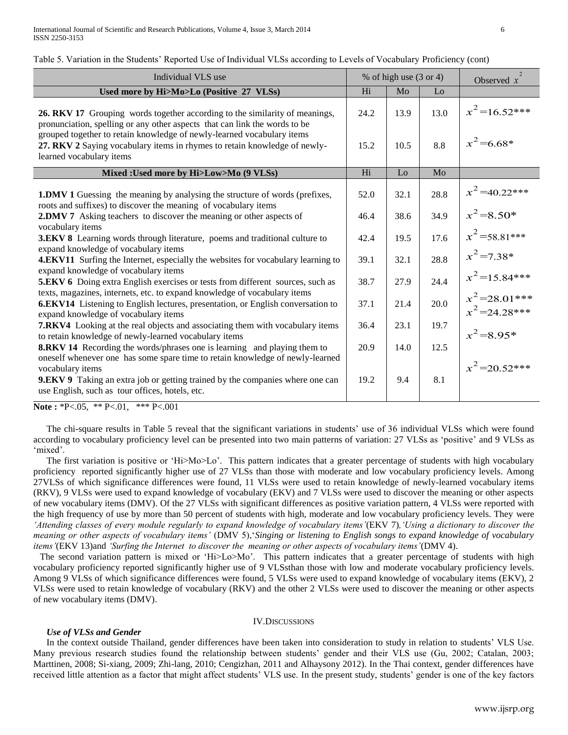Table 5. Variation in the Students' Reported Use of Individual VLSs according to Levels of Vocabulary Proficiency (cont)

| Individual VLS use | % of high use (3 or 4) | | | Observed $x^2$ |
|---|---|---|---|---|
| **Used more by Hi>Mo>Lo (Positive 27 VLSs)** | Hi | Mo | Lo | |
| **26. RKV 17** Grouping words together according to the similarity of meanings, pronunciation, spelling or any other aspects that can link the words to be grouped together to retain knowledge of newly-learned vocabulary items | 24.2 | 13.9 | 13.0 | $x^2$=16.52*** |
| **27. RKV 2** Saying vocabulary items in rhymes to retain knowledge of newly-learned vocabulary items | 15.2 | 10.5 | 8.8 | $x^2$=6.68* |
| **Mixed :Used more by Hi>Low>Mo (9 VLSs)** | Hi | Lo | Mo | |
| **1.DMV 1** Guessing the meaning by analysing the structure of words (prefixes, roots and suffixes) to discover the meaning of vocabulary items | 52.0 | 32.1 | 28.8 | $x^2$=40.22*** |
| **2.DMV 7** Asking teachers to discover the meaning or other aspects of vocabulary items | 46.4 | 38.6 | 34.9 | $x^2$=8.50* |
| **3.EKV 8** Learning words through literature, poems and traditional culture to expand knowledge of vocabulary items | 42.4 | 19.5 | 17.6 | $x^2$=58.81*** |
| **4.EKV11** Surfing the Internet, especially the websites for vocabulary learning to expand knowledge of vocabulary items | 39.1 | 32.1 | 28.8 | $x^2$=7.38* |
| **5.EKV 6** Doing extra English exercises or tests from different sources, such as texts, magazines, internets, etc. to expand knowledge of vocabulary items | 38.7 | 27.9 | 24.4 | $x^2$=15.84*** |
| **6.EKV14** Listening to English lectures, presentation, or English conversation to expand knowledge of vocabulary items | 37.1 | 21.4 | 20.0 | $x^2$=28.01*** |
| **7.RKV4** Looking at the real objects and associating them with vocabulary items to retain knowledge of newly-learned vocabulary items | 36.4 | 23.1 | 19.7 | $x^2$=24.28*** |
| **8.RKV 14** Recording the words/phrases one is learning and playing them to oneself whenever one has some spare time to retain knowledge of newly-learned vocabulary items | 20.9 | 14.0 | 12.5 | $x^2$=8.95* |
| **9.EKV 9** Taking an extra job or getting trained by the companies where one can use English, such as tour offices, hotels, etc. | 19.2 | 9.4 | 8.1 | $x^2$=20.52*** |

**Note :** *P<.05, ** P<.01, *** P<.001

The chi-square results in Table 5 reveal that the significant variations in students' use of 36 individual VLSs which were found according to vocabulary proficiency level can be presented into two main patterns of variation: 27 VLSs as 'positive' and 9 VLSs as 'mixed'.

The first variation is positive or 'Hi>Mo>Lo'. This pattern indicates that a greater percentage of students with high vocabulary proficiency reported significantly higher use of 27 VLSs than those with moderate and low vocabulary proficiency levels. Among 27VLSs of which significance differences were found, 11 VLSs were used to retain knowledge of newly-learned vocabulary items (RKV), 9 VLSs were used to expand knowledge of vocabulary (EKV) and 7 VLSs were used to discover the meaning or other aspects of new vocabulary items (DMV). Of the 27 VLSs with significant differences as positive variation pattern, 4 VLSs were reported with the high frequency of use by more than 50 percent of students with high, moderate and low vocabulary proficiency levels. They were *'Attending classes of every module regularly to expand knowledge of vocabulary items'*(EKV 7)*,'Using a dictionary to discover the meaning or other aspects of vocabulary items'* (DMV 5),'*Singing or listening to English songs to expand knowledge of vocabulary items'*(EKV 13)and *'Surfing the Internet to discover the meaning or other aspects of vocabulary items'*(DMV 4).

The second variation pattern is mixed or 'Hi>Lo>Mo'. This pattern indicates that a greater percentage of students with high vocabulary proficiency reported significantly higher use of 9 VLSsthan those with low and moderate vocabulary proficiency levels. Among 9 VLSs of which significance differences were found, 5 VLSs were used to expand knowledge of vocabulary items (EKV), 2 VLSs were used to retain knowledge of vocabulary (RKV) and the other 2 VLSs were used to discover the meaning or other aspects of new vocabulary items (DMV).

## IV.Discussions

### *Use of VLSs and Gender*

In the context outside Thailand, gender differences have been taken into consideration to study in relation to students' VLS Use. Many previous research studies found the relationship between students' gender and their VLS use (Gu, 2002; Catalan, 2003; Marttinen, 2008; Si-xiang, 2009; Zhi-lang, 2010; Cengizhan, 2011 and Alhaysony 2012). In the Thai context, gender differences have received little attention as a factor that might affect students' VLS use. In the present study, students' gender is one of the key factors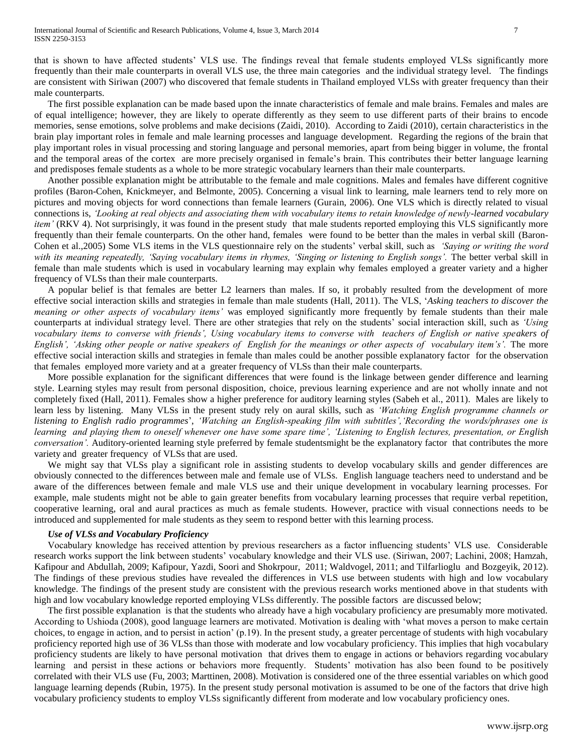that is shown to have affected students' VLS use. The findings reveal that female students employed VLSs significantly more frequently than their male counterparts in overall VLS use, the three main categories and the individual strategy level. The findings are consistent with Siriwan (2007) who discovered that female students in Thailand employed VLSs with greater frequency than their male counterparts.

The first possible explanation can be made based upon the innate characteristics of female and male brains. Females and males are of equal intelligence; however, they are likely to operate differently as they seem to use different parts of their brains to encode memories, sense emotions, solve problems and make decisions (Zaidi, 2010). According to Zaidi (2010), certain characteristics in the brain play important roles in female and male learning processes and language development. Regarding the regions of the brain that play important roles in visual processing and storing language and personal memories, apart from being bigger in volume, the frontal and the temporal areas of the cortex are more precisely organised in female's brain. This contributes their better language learning and predisposes female students as a whole to be more strategic vocabulary learners than their male counterparts.

Another possible explanation might be attributable to the female and male cognitions. Males and females have different cognitive profiles (Baron-Cohen, Knickmeyer, and Belmonte, 2005). Concerning a visual link to learning, male learners tend to rely more on pictures and moving objects for word connections than female learners (Gurain, 2006). One VLS which is directly related to visual connections is, *'Looking at real objects and associating them with vocabulary items to retain knowledge of newly-learned vocabulary item'* (RKV 4). Not surprisingly, it was found in the present study that male students reported employing this VLS significantly more frequently than their female counterparts. On the other hand, females were found to be better than the males in verbal skill (Baron-Cohen et al.,2005) Some VLS items in the VLS questionnaire rely on the students' verbal skill, such as *'Saying or writing the word with its meaning repeatedly, 'Saying vocabulary items in rhymes, 'Singing or listening to English songs'.* The better verbal skill in female than male students which is used in vocabulary learning may explain why females employed a greater variety and a higher frequency of VLSs than their male counterparts.

A popular belief is that females are better L2 learners than males. If so, it probably resulted from the development of more effective social interaction skills and strategies in female than male students (Hall, 2011). The VLS, '*Asking teachers to discover the meaning or other aspects of vocabulary items'* was employed significantly more frequently by female students than their male counterparts at individual strategy level. There are other strategies that rely on the students' social interaction skill, such as *'Using vocabulary items to converse with friends', Using vocabulary items to converse with teachers of English or native speakers of English', 'Asking other people or native speakers of English for the meanings or other aspects of vocabulary item's'.* The more effective social interaction skills and strategies in female than males could be another possible explanatory factor for the observation that females employed more variety and at a greater frequency of VLSs than their male counterparts.

More possible explanation for the significant differences that were found is the linkage between gender difference and learning style. Learning styles may result from personal disposition, choice, previous learning experience and are not wholly innate and not completely fixed (Hall, 2011). Females show a higher preference for auditory learning styles (Sabeh et al., 2011). Males are likely to learn less by listening. Many VLSs in the present study rely on aural skills, such as *'Watching English programme channels or listening to English radio programmes*', *'Watching an English-speaking film with subtitles','Recording the words/phrases one is learning and playing them to oneself whenever one have some spare time', 'Listening to English lectures, presentation, or English conversation'.* Auditory-oriented learning style preferred by female studentsmight be the explanatory factor that contributes the more variety and greater frequency of VLSs that are used.

We might say that VLSs play a significant role in assisting students to develop vocabulary skills and gender differences are obviously connected to the differences between male and female use of VLSs. English language teachers need to understand and be aware of the differences between female and male VLS use and their unique development in vocabulary learning processes. For example, male students might not be able to gain greater benefits from vocabulary learning processes that require verbal repetition, cooperative learning, oral and aural practices as much as female students. However, practice with visual connections needs to be introduced and supplemented for male students as they seem to respond better with this learning process.

***Use of VLSs and Vocabulary Proficiency***

Vocabulary knowledge has received attention by previous researchers as a factor influencing students' VLS use. Considerable research works support the link between students' vocabulary knowledge and their VLS use. (Siriwan, 2007; Lachini, 2008; Hamzah, Kafipour and Abdullah, 2009; Kafipour, Yazdi, Soori and Shokrpour, 2011; Waldvogel, 2011; and Tilfarlioglu and Bozgeyik, 2012). The findings of these previous studies have revealed the differences in VLS use between students with high and low vocabulary knowledge. The findings of the present study are consistent with the previous research works mentioned above in that students with high and low vocabulary knowledge reported employing VLSs differently. The possible factors are discussed below;

The first possible explanation is that the students who already have a high vocabulary proficiency are presumably more motivated. According to Ushioda (2008), good language learners are motivated. Motivation is dealing with 'what moves a person to make certain choices, to engage in action, and to persist in action' (p.19). In the present study, a greater percentage of students with high vocabulary proficiency reported high use of 36 VLSs than those with moderate and low vocabulary proficiency. This implies that high vocabulary proficiency students are likely to have personal motivation that drives them to engage in actions or behaviors regarding vocabulary learning and persist in these actions or behaviors more frequently. Students' motivation has also been found to be positively correlated with their VLS use (Fu, 2003; Marttinen, 2008). Motivation is considered one of the three essential variables on which good language learning depends (Rubin, 1975). In the present study personal motivation is assumed to be one of the factors that drive high vocabulary proficiency students to employ VLSs significantly different from moderate and low vocabulary proficiency ones.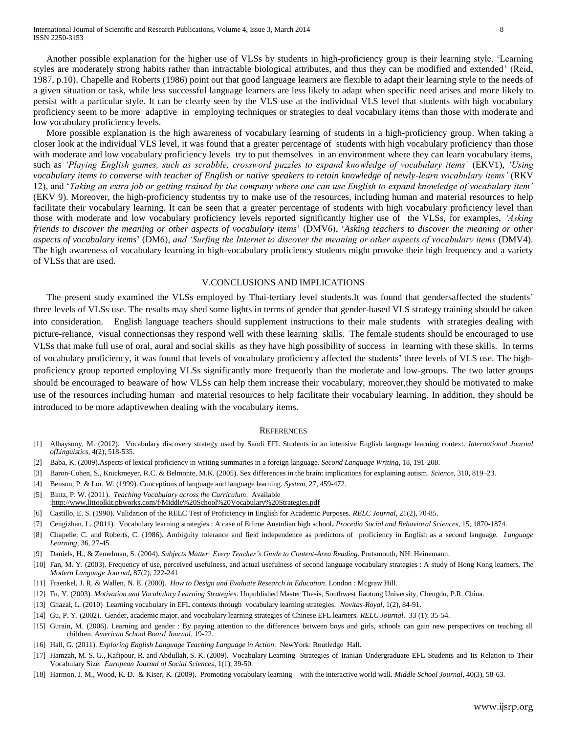Another possible explanation for the higher use of VLSs by students in high-proficiency group is their learning style. 'Learning styles are moderately strong habits rather than intractable biological attributes, and thus they can be modified and extended' (Reid, 1987, p.10). Chapelle and Roberts (1986) point out that good language learners are flexible to adapt their learning style to the needs of a given situation or task, while less successful language learners are less likely to adapt when specific need arises and more likely to persist with a particular style. It can be clearly seen by the VLS use at the individual VLS level that students with high vocabulary proficiency seem to be more adaptive in employing techniques or strategies to deal vocabulary items than those with moderate and low vocabulary proficiency levels.

More possible explanation is the high awareness of vocabulary learning of students in a high-proficiency group. When taking a closer look at the individual VLS level, it was found that a greater percentage of students with high vocabulary proficiency than those with moderate and low vocabulary proficiency levels try to put themselves in an environment where they can learn vocabulary items, such as *'Playing English games, such as scrabble, crossword puzzles to expand knowledge of vocabulary items'* (EKV1), *'Using vocabulary items to converse with teacher of English or native speakers to retain knowledge of newly-learn vocabulary items'* (RKV 12), and '*Taking an extra job or getting trained by the company where one can use English to expand knowledge of vocabulary item'* (EKV 9). Moreover, the high-proficiency studentss try to make use of the resources, including human and material resources to help facilitate their vocabulary learning. It can be seen that a greater percentage of students with high vocabulary proficiency level than those with moderate and low vocabulary proficiency levels reported significantly higher use of the VLSs, for examples, *'Asking friends to discover the meaning or other aspects of vocabulary items*' (DMV6), '*Asking teachers to discover the meaning or other aspects of vocabulary items*' (DM6), *and 'Surfing the Internet to discover the meaning or other aspects of vocabulary items* (DMV4). The high awareness of vocabulary learning in high-vocabulary proficiency students might provoke their high frequency and a variety of VLSs that are used.

## V.CONCLUSIONS AND IMPLICATIONS

The present study examined the VLSs employed by Thai-tertiary level students.It was found that gendersaffected the students' three levels of VLSs use. The results may shed some lights in terms of gender that gender-based VLS strategy training should be taken into consideration. English language teachers should supplement instructions to their male students with strategies dealing with picture-reliance, visual connectionsas they respond well with these learning skills. The female students should be encouraged to use VLSs that make full use of oral, aural and social skills as they have high possibility of success in learning with these skills. In terms of vocabulary proficiency, it was found that levels of vocabulary proficiency affected the students' three levels of VLS use. The high-proficiency group reported employing VLSs significantly more frequently than the moderate and low-groups. The two latter groups should be encouraged to beaware of how VLSs can help them increase their vocabulary, moreover,they should be motivated to make use of the resources including human and material resources to help facilitate their vocabulary learning. In addition, they should be introduced to be more adaptivewhen dealing with the vocabulary items.

## REFERENCES

[1] Alhaysony, M. (2012). Vocabulary discovery strategy used by Saudi EFL Students in an intensive English language learning context. *International Journal ofLinguistics*, 4(2), 518-535.

[2] Baba, K. (2009).Aspects of lexical proficiency in writing summaries in a foreign language. *Second Language Writing***,** 18, 191-208.

[3] Baron-Cohen, S., Knickmeyer, R.C. & Belmonte, M.K. (2005). Sex differences in the brain: implications for explaining autism. *Science*, 310, 819–23.

[4] Benson, P. & Lor, W. (1999). Conceptions of language and language learning. *System*, 27, 459-472.

[5] Bintz, P. W. (2011). *Teaching Vocabulary across the Curriculum*. Available :http://www.littoolkit.pbworks.com/f/Middle%20School%20Vocabulary%20Strategies.pdf

[6] Castillo, E. S. (1990). Validation of the RELC Test of Proficiency in English for Academic Purposes. *RELC Journal*, 21(2), 70-85.

[7] Cengizhan, L. (2011). Vocabulary learning strategies : A case of Edirne Anatolian high school**.** *Procedia Social and Behavioral Sciences*, 15, 1870-1874.

[8] Chapelle, C. and Roberts, C. (1986). Ambiguity tolerance and field independence as predictors of proficiency in English as a second language. *Language Learning*, 36, 27-45.

[9] Daniels, H., & Zemelman, S. (2004). *Subjects Matter: Every Teacher's Guide to Content-Area Reading*. Portsmouth, NH: Heinemann.

[10] Fan, M. Y. (2003). Frequency of use, perceived usefulness, and actual usefulness of second language vocabulary strategies : A study of Hong Kong learners**.** *The Modern Language Journal***,** 87(2), 222-241

[11] Fraenkel, J. R. & Wallen, N. E. (2000). *How to Design and Evaluate Research in Education*. London : Mcgraw Hill.

[12] Fu, Y. (2003). *Motivation and Vocabulary Learning Strategies*. Unpublished Master Thesis, Southwest Jiaotong University, Chengdu, P.R. China.

[13] Ghazal, L. (2010) Learning vocabulary in EFL contexts through vocabulary learning strategies. *Novitas-Royal*, 1(2), 84-91.

[14] Gu, P. Y. (2002). Gender, academic major, and vocabulary learning strategies of Chinese EFL learners. *RELC Journal*. 33 (1): 35-54.

[15] Gurain, M. (2006). Learning and gender : By paying attention to the differences between boys and girls, schools can gain new perspectives on teaching all children. *American School Board Journal*, 19-22.

[16] Hall, G. (2011). *Exploring English Language Teaching Language in Action*. NewYork: Routledge Hall.

[17] Hamzah, M. S. G., Kafipour, R. and Abdullah, S. K. (2009). Vocabulary Learning Strategies of Iranian Undergraduate EFL Students and Its Relation to Their Vocabulary Size. *European Journal of Social Sciences*, 1(1), 39-50.

[18] Harmon, J. M., Wood, K. D. & Kiser, K. (2009). Promoting vocabulary learning with the interactive world wall. *Middle School Journal*, 40(3), 58-63.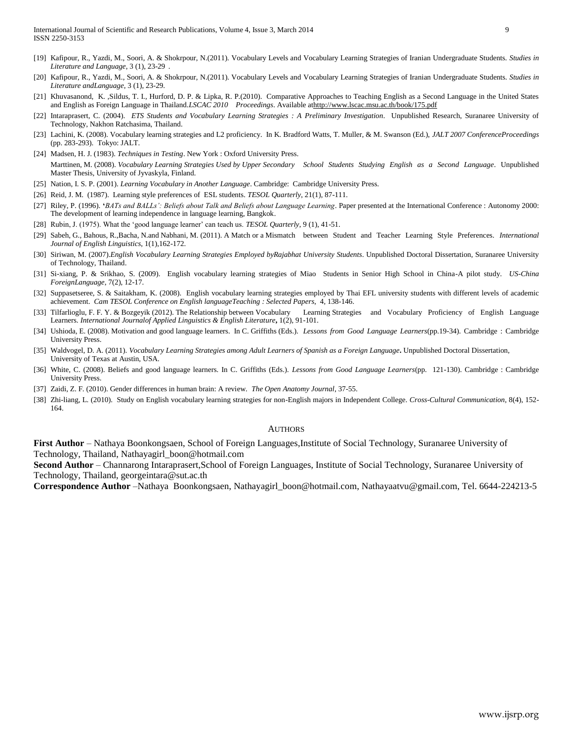[19] Kafipour, R., Yazdi, M., Soori, A. & Shokrpour, N.(2011). Vocabulary Levels and Vocabulary Learning Strategies of Iranian Undergraduate Students. *Studies in Literature and Language*, 3 (1), 23-29 .

[20] Kafipour, R., Yazdi, M., Soori, A. & Shokrpour, N.(2011). Vocabulary Levels and Vocabulary Learning Strategies of Iranian Undergraduate Students. *Studies in Literature andLanguage*, 3 (1), 23-29.

[21] Khuvasanond, K. ,Sildus, T. I., Hurford, D. P. & Lipka, R. P.(2010). Comparative Approaches to Teaching English as a Second Language in the United States and English as Foreign Language in Thailand.*LSCAC 2010 Proceedings*. Available athttp://www.lscac.msu.ac.th/book/175.pdf

[22] Intaraprasert, C. (2004). *ETS Students and Vocabulary Learning Strategies : A Preliminary Investigation*. Unpublished Research, Suranaree University of Technology, Nakhon Ratchasima, Thailand.

[23] Lachini, K. (2008). Vocabulary learning strategies and L2 proficiency. In K. Bradford Watts, T. Muller, & M. Swanson (Ed.), *JALT 2007 ConferenceProceedings* (pp. 283-293). Tokyo: JALT.

[24] Madsen, H. J. (1983). *Techniques in Testing*. New York : Oxford University Press.
Marttinen, M. (2008). *Vocabulary Learning Strategies Used by Upper Secondary School Students Studying English as a Second Language*. Unpublished Master Thesis, University of Jyvaskyla, Finland.

[25] Nation, I. S. P. (2001). *Learning Vocabulary in Another Language*. Cambridge: Cambridge University Press.

[26] Reid, J. M. (1987). Learning style preferences of ESL students. *TESOL Quarterly*, 21(1), 87-111.

[27] Riley, P. (1996). '*BATs and BALLs': Beliefs about Talk and Beliefs about Language Learning*. Paper presented at the International Conference : Autonomy 2000: The development of learning independence in language learning, Bangkok.

[28] Rubin, J. (1975). What the 'good language learner' can teach us. *TESOL Quarterly*, 9 (1), 41-51.

[29] Sabeh, G., Bahous, R.,Bacha, N.and Nabhani, M. (2011). A Match or a Mismatch between Student and Teacher Learning Style Preferences. *International Journal of English Linguistics*, 1(1),162-172.

[30] Siriwan, M. (2007).*English Vocabulary Learning Strategies Employed byRajabhat University Students*. Unpublished Doctoral Dissertation, Suranaree University of Technology, Thailand.

[31] Si-xiang, P. & Srikhao, S. (2009). English vocabulary learning strategies of Miao Students in Senior High School in China-A pilot study. *US-China ForeignLanguage*, 7(2), 12-17.

[32] Suppasetseree, S. & Saitakham, K. (2008). English vocabulary learning strategies employed by Thai EFL university students with different levels of academic achievement. *Cam TESOL Conference on English languageTeaching : Selected Papers*, 4, 138-146.

[33] Tilfarlioglu, F. F. Y. & Bozgeyik (2012). The Relationship between Vocabulary Learning Strategies and Vocabulary Proficiency of English Language Learners. *International Journalof Applied Linguistics & English Literature*, 1(2), 91-101.

[34] Ushioda, E. (2008). Motivation and good language learners. In C. Griffiths (Eds.). *Lessons from Good Language Learners*(pp.19-34). Cambridge : Cambridge University Press.

[35] Waldvogel, D. A. (2011). *Vocabulary Learning Strategies among Adult Learners of Spanish as a Foreign Language*. Unpublished Doctoral Dissertation, University of Texas at Austin, USA.

[36] White, C. (2008). Beliefs and good language learners. In C. Griffiths (Eds.). *Lessons from Good Language Learners*(pp. 121-130). Cambridge : Cambridge University Press.

[37] Zaidi, Z. F. (2010). Gender differences in human brain: A review. *The Open Anatomy Journal*, 37-55.

[38] Zhi-liang, L. (2010). Study on English vocabulary learning strategies for non-English majors in Independent College. *Cross-Cultural Communication*, 8(4), 152-164.

## AUTHORS

**First Author** – Nathaya Boonkongsaen, School of Foreign Languages,Institute of Social Technology, Suranaree University of Technology, Thailand, Nathayagirl_boon@hotmail.com

**Second Author** – Channarong Intaraprasert,School of Foreign Languages, Institute of Social Technology, Suranaree University of Technology, Thailand, georgeintara@sut.ac.th

**Correspondence Author** –Nathaya Boonkongsaen, Nathayagirl_boon@hotmail.com, Nathayaatvu@gmail.com, Tel. 6644-224213-5